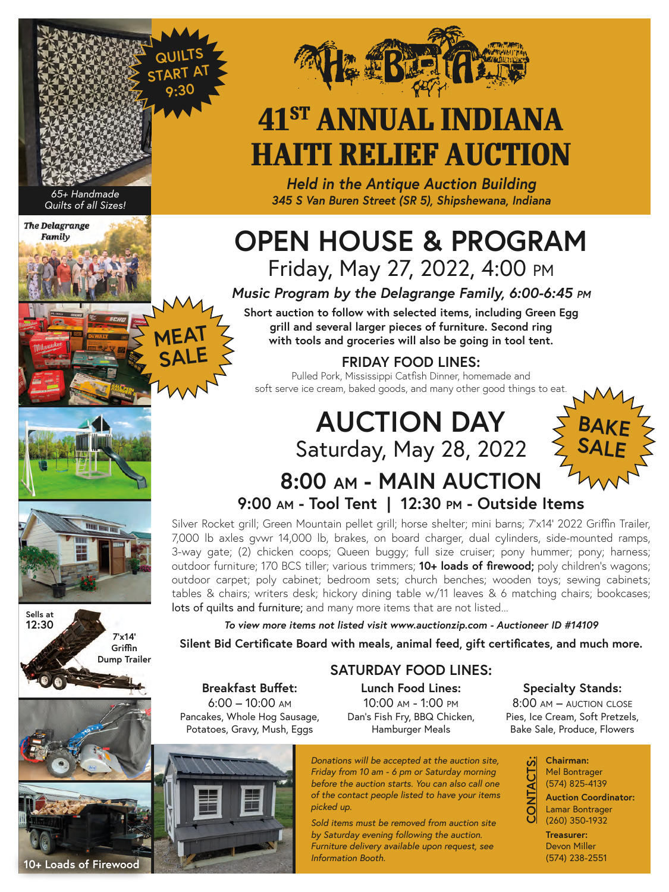# 41ST ANNUAL INDIANA HAITI RELIEF AUCTION

***Held in the Antique Auction Building***
***345 S Van Buren Street (SR 5), Shipshewana, Indiana***

QUILTS START AT 9:30

*65+ Handmade Quilts of all Sizes!*

*The Delagrange Family*

MEAT SALE

## OPEN HOUSE & PROGRAM

Friday, May 27, 2022, 4:00 PM

***Music Program by the Delagrange Family, 6:00-6:45 PM***

**Short auction to follow with selected items, including Green Egg grill and several larger pieces of furniture. Second ring with tools and groceries will also be going in tool tent.**

### FRIDAY FOOD LINES:

Pulled Pork, Mississippi Catfish Dinner, homemade and soft serve ice cream, baked goods, and many other good things to eat.

## AUCTION DAY

Saturday, May 28, 2022

BAKE SALE

### 8:00 AM - MAIN AUCTION

**9:00 AM - Tool Tent | 12:30 PM - Outside Items**

Silver Rocket grill; Green Mountain pellet grill; horse shelter; mini barns; 7'x14' 2022 Griffin Trailer, 7,000 lb axles gvwr 14,000 lb, brakes, on board charger, dual cylinders, side-mounted ramps, 3-way gate; (2) chicken coops; Queen buggy; full size cruiser; pony hummer; pony; harness; outdoor furniture; 170 BCS tiller; various trimmers; **10+ loads of firewood;** poly children's wagons; outdoor carpet; poly cabinet; bedroom sets; church benches; wooden toys; sewing cabinets; tables & chairs; writers desk; hickory dining table w/11 leaves & 6 matching chairs; bookcases; lots of quilts and furniture; and many more items that are not listed...

***To view more items not listed visit www.auctionzip.com - Auctioneer ID #14109***

**Silent Bid Certificate Board with meals, animal feed, gift certificates, and much more.**

Sells at 12:30 — 7'x14' Griffin Dump Trailer

### SATURDAY FOOD LINES:

**Breakfast Buffet:**
6:00 – 10:00 AM
Pancakes, Whole Hog Sausage, Potatoes, Gravy, Mush, Eggs

**Lunch Food Lines:**
10:00 AM - 1:00 PM
Dan's Fish Fry, BBQ Chicken, Hamburger Meals

**Specialty Stands:**
8:00 AM – AUCTION CLOSE
Pies, Ice Cream, Soft Pretzels, Bake Sale, Produce, Flowers

*Donations will be accepted at the auction site, Friday from 10 am - 6 pm or Saturday morning before the auction starts. You can also call one of the contact people listed to have your items picked up.*

*Sold items must be removed from auction site by Saturday evening following the auction. Furniture delivery available upon request, see Information Booth.*

**CONTACTS:**

**Chairman:**
Mel Bontrager
(574) 825-4139

**Auction Coordinator:**
Lamar Bontrager
(260) 350-1932

**Treasurer:**
Devon Miller
(574) 238-2551

10+ Loads of Firewood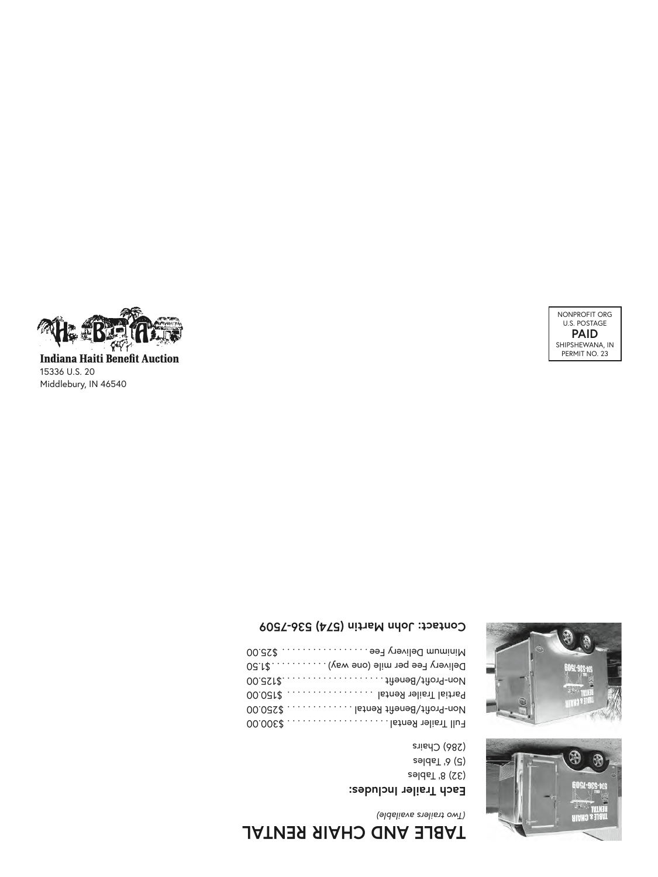**Indiana Haiti Benefit Auction**
15336 U.S. 20
Middlebury, IN 46540

NONPROFIT ORG
U.S. POSTAGE
**PAID**
SHIPSHEWANA, IN
PERMIT NO. 23

# TABLE AND CHAIR RENTAL

*(Two trailers available)*

**Each Trailer Includes:**

(32) 8' Tables
(5) 6' Tables
(286) Chairs

| | |
|---|---|
| Full Trailer Rental | $300.00 |
| Non-Profit/Benefit Rental | $250.00 |
| Partial Trailer Rental | $150.00 |
| Non-Profit/Benefit | $125.00 |
| Delivery Fee per mile (one way) | $1.50 |
| Minimum Delivery Fee | $25.00 |

**Contact: John Martin (574) 536-7509**